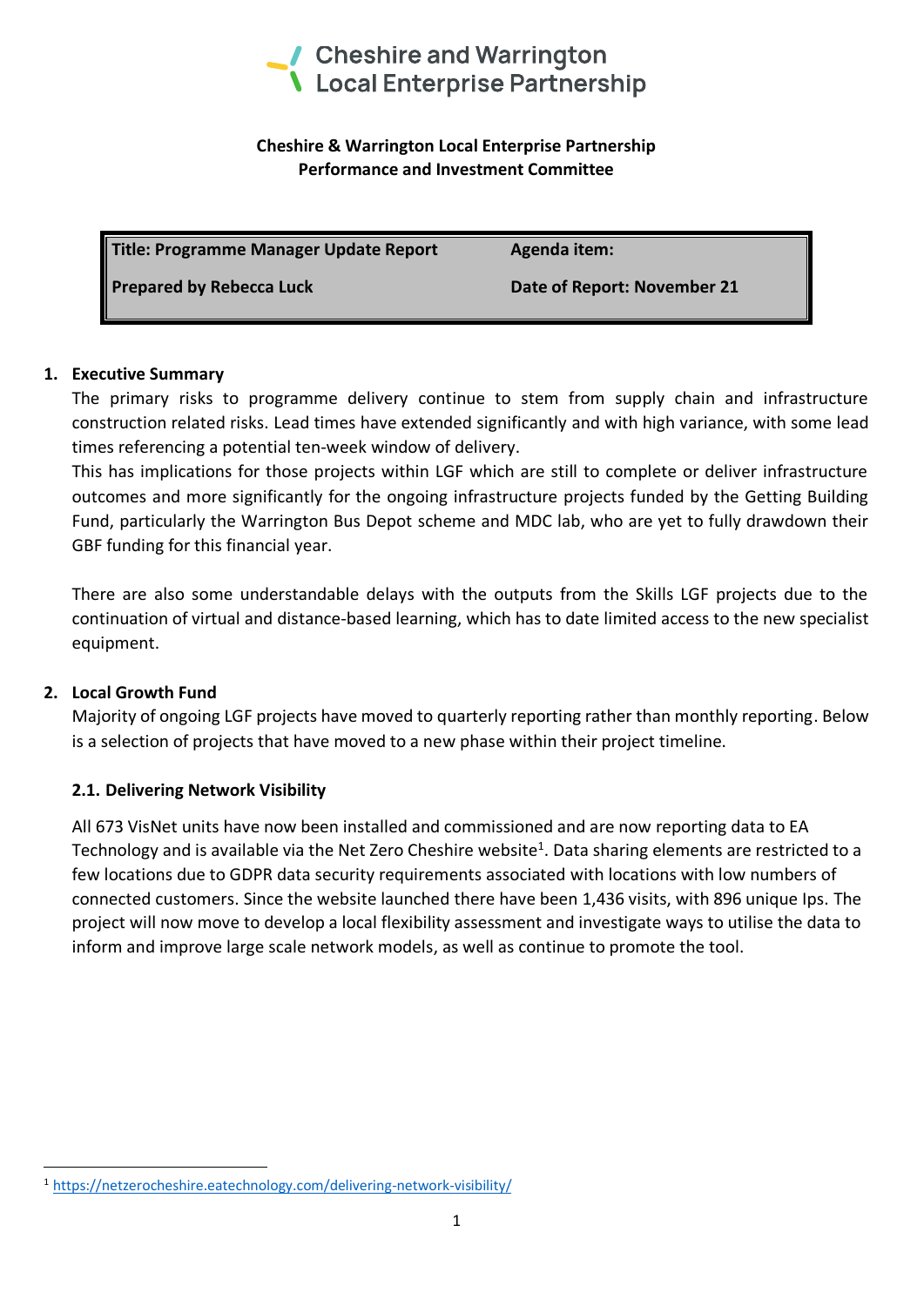**Cheshire and Warrington Local Enterprise Partnership**

**Cheshire & Warrington Local Enterprise Partnership**
**Performance and Investment Committee**

| **Title: Programme Manager Update Report** | **Agenda item:** |
| --- | --- |
| **Prepared by Rebecca Luck** | **Date of Report: November 21** |

## 1. Executive Summary

The primary risks to programme delivery continue to stem from supply chain and infrastructure construction related risks. Lead times have extended significantly and with high variance, with some lead times referencing a potential ten-week window of delivery.

This has implications for those projects within LGF which are still to complete or deliver infrastructure outcomes and more significantly for the ongoing infrastructure projects funded by the Getting Building Fund, particularly the Warrington Bus Depot scheme and MDC lab, who are yet to fully drawdown their GBF funding for this financial year.

There are also some understandable delays with the outputs from the Skills LGF projects due to the continuation of virtual and distance-based learning, which has to date limited access to the new specialist equipment.

## 2. Local Growth Fund

Majority of ongoing LGF projects have moved to quarterly reporting rather than monthly reporting. Below is a selection of projects that have moved to a new phase within their project timeline.

### 2.1. Delivering Network Visibility

All 673 VisNet units have now been installed and commissioned and are now reporting data to EA Technology and is available via the Net Zero Cheshire website[1]. Data sharing elements are restricted to a few locations due to GDPR data security requirements associated with locations with low numbers of connected customers. Since the website launched there have been 1,436 visits, with 896 unique Ips. The project will now move to develop a local flexibility assessment and investigate ways to utilise the data to inform and improve large scale network models, as well as continue to promote the tool.

---

[1] https://netzerocheshire.eatechnology.com/delivering-network-visibility/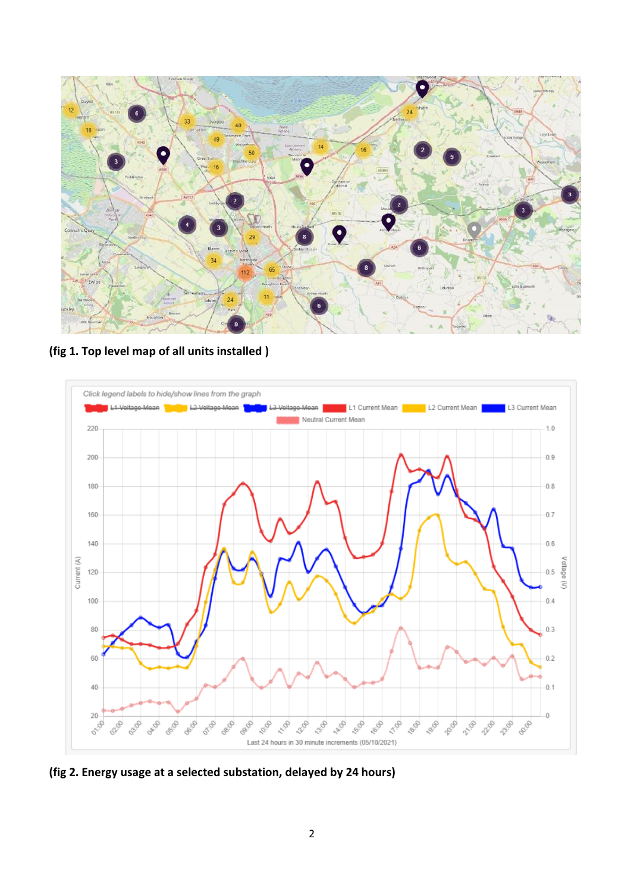(fig 1. Top level map of all units installed )

**(fig 2. Energy usage at a selected substation, delayed by 24 hours)**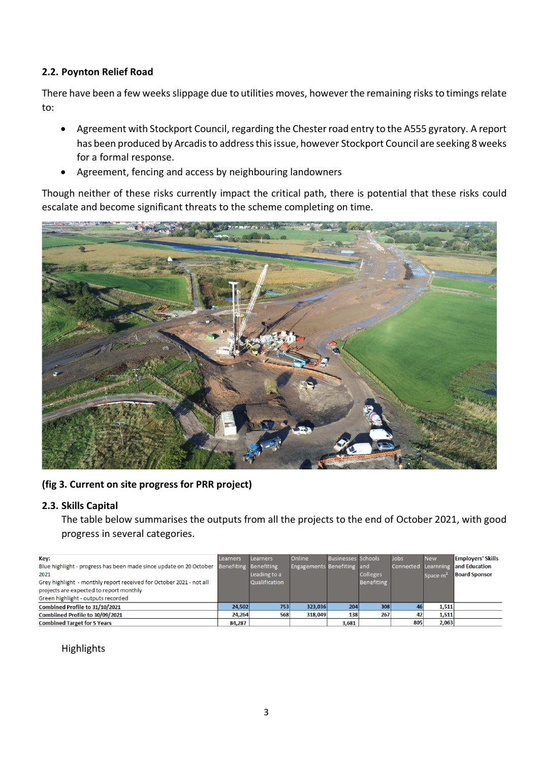### 2.2. Poynton Relief Road

There have been a few weeks slippage due to utilities moves, however the remaining risks to timings relate to:

- Agreement with Stockport Council, regarding the Chester road entry to the A555 gyratory. A report has been produced by Arcadis to address this issue, however Stockport Council are seeking 8 weeks for a formal response.
- Agreement, fencing and access by neighbouring landowners

Though neither of these risks currently impact the critical path, there is potential that these risks could escalate and become significant threats to the scheme completing on time.

**(fig 3. Current on site progress for PRR project)**

### 2.3. Skills Capital

The table below summarises the outputs from all the projects to the end of October 2021, with good progress in several categories.

| Key:<br>Blue highlight - progress has been made since update on 20 October 2021<br>Grey highlight - monthly report received for October 2021 - not all projects are expected to report monthly<br>Green highlight - outputs recorded | Learners Benefiting | Learners Benefiting Leading to a Qualification | Online Engagements | Businesses Benefiting | Schools and Colleges Benefiting | Jobs Connected | New Learnning Space m$^2$ | Employers' Skills and Education Board Sponsor |
|---|---|---|---|---|---|---|---|---|
| **Combined Profile to 31/10/2021** | 24,502 | 753 | 323,036 | 204 | 308 | 46 | 1,511 | |
| **Combiined Profile to 30/09/2021** | 24,264 | 568 | 318,049 | 138 | 267 | 42 | 1,511 | |
| **Combined Target for 5 Years** | 84,287 | | | 3,681 | | 805 | 2,063 | |

Highlights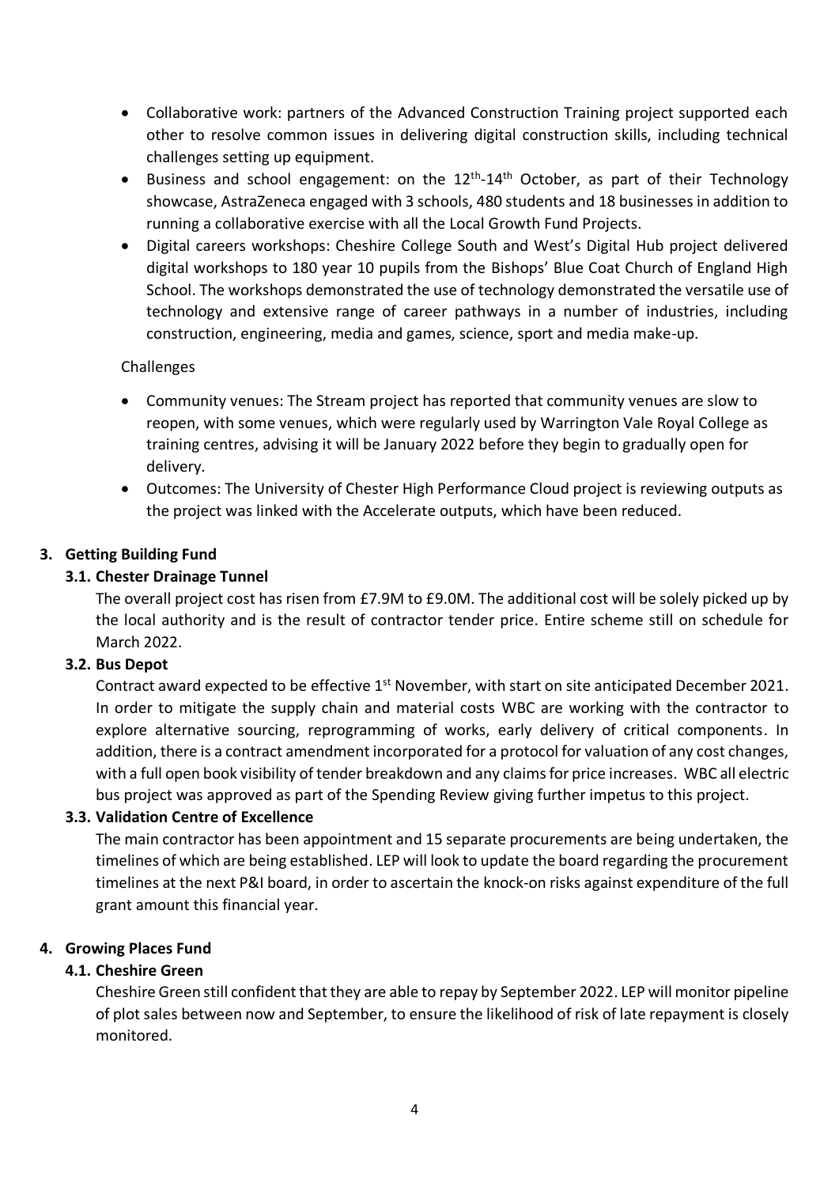- Collaborative work: partners of the Advanced Construction Training project supported each other to resolve common issues in delivering digital construction skills, including technical challenges setting up equipment.
- Business and school engagement: on the 12th-14th October, as part of their Technology showcase, AstraZeneca engaged with 3 schools, 480 students and 18 businesses in addition to running a collaborative exercise with all the Local Growth Fund Projects.
- Digital careers workshops: Cheshire College South and West's Digital Hub project delivered digital workshops to 180 year 10 pupils from the Bishops' Blue Coat Church of England High School. The workshops demonstrated the use of technology demonstrated the versatile use of technology and extensive range of career pathways in a number of industries, including construction, engineering, media and games, science, sport and media make-up.

Challenges

- Community venues: The Stream project has reported that community venues are slow to reopen, with some venues, which were regularly used by Warrington Vale Royal College as training centres, advising it will be January 2022 before they begin to gradually open for delivery.
- Outcomes: The University of Chester High Performance Cloud project is reviewing outputs as the project was linked with the Accelerate outputs, which have been reduced.

## 3. Getting Building Fund

### 3.1. Chester Drainage Tunnel

The overall project cost has risen from £7.9M to £9.0M. The additional cost will be solely picked up by the local authority and is the result of contractor tender price. Entire scheme still on schedule for March 2022.

### 3.2. Bus Depot

Contract award expected to be effective 1st November, with start on site anticipated December 2021. In order to mitigate the supply chain and material costs WBC are working with the contractor to explore alternative sourcing, reprogramming of works, early delivery of critical components. In addition, there is a contract amendment incorporated for a protocol for valuation of any cost changes, with a full open book visibility of tender breakdown and any claims for price increases. WBC all electric bus project was approved as part of the Spending Review giving further impetus to this project.

### 3.3. Validation Centre of Excellence

The main contractor has been appointment and 15 separate procurements are being undertaken, the timelines of which are being established. LEP will look to update the board regarding the procurement timelines at the next P&I board, in order to ascertain the knock-on risks against expenditure of the full grant amount this financial year.

## 4. Growing Places Fund

### 4.1. Cheshire Green

Cheshire Green still confident that they are able to repay by September 2022. LEP will monitor pipeline of plot sales between now and September, to ensure the likelihood of risk of late repayment is closely monitored.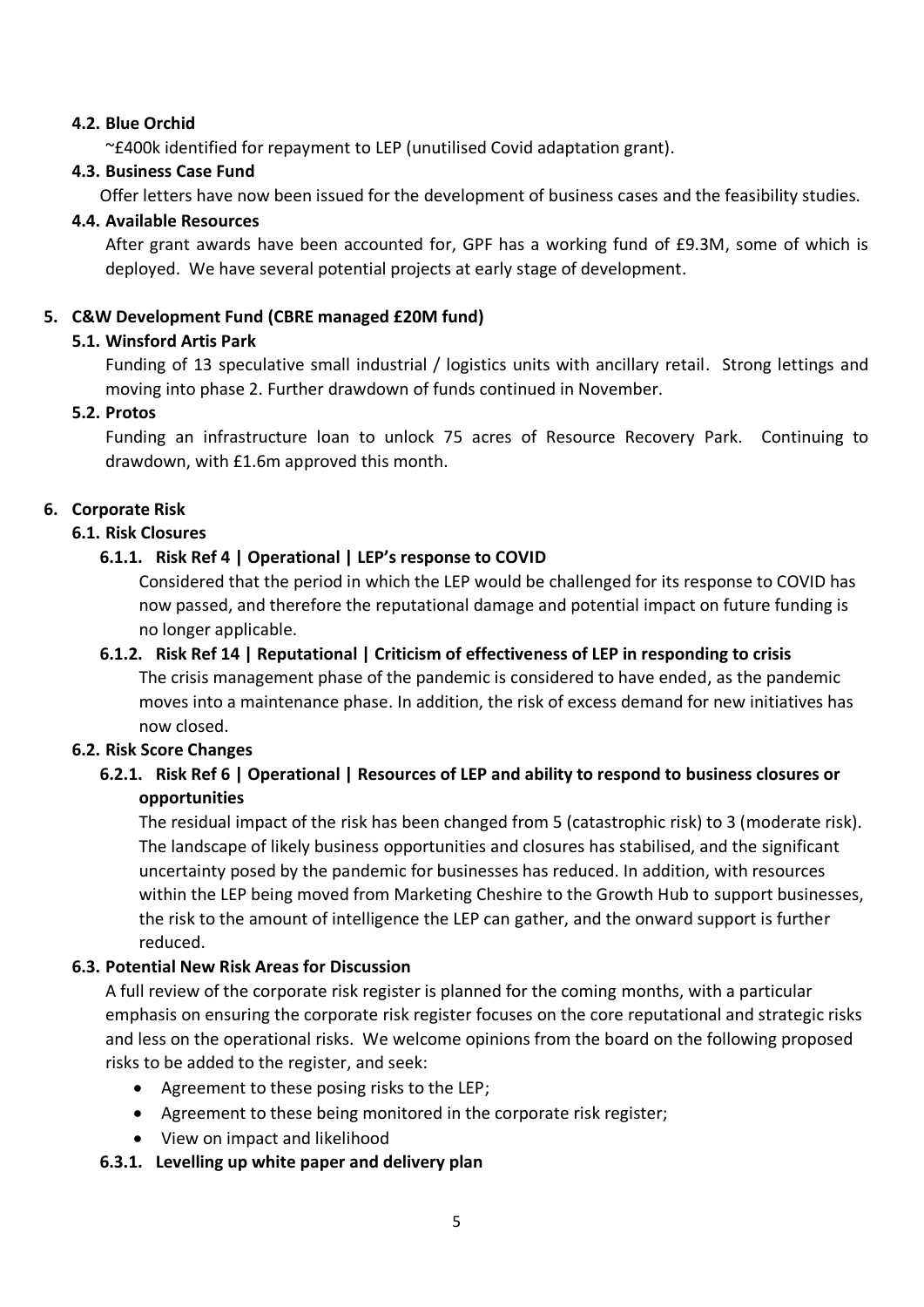### 4.2. Blue Orchid

~£400k identified for repayment to LEP (unutilised Covid adaptation grant).

### 4.3. Business Case Fund

Offer letters have now been issued for the development of business cases and the feasibility studies.

### 4.4. Available Resources

After grant awards have been accounted for, GPF has a working fund of £9.3M, some of which is deployed. We have several potential projects at early stage of development.

## 5. C&W Development Fund (CBRE managed £20M fund)

### 5.1. Winsford Artis Park

Funding of 13 speculative small industrial / logistics units with ancillary retail. Strong lettings and moving into phase 2. Further drawdown of funds continued in November.

### 5.2. Protos

Funding an infrastructure loan to unlock 75 acres of Resource Recovery Park. Continuing to drawdown, with £1.6m approved this month.

## 6. Corporate Risk

### 6.1. Risk Closures

#### 6.1.1. Risk Ref 4 | Operational | LEP's response to COVID

Considered that the period in which the LEP would be challenged for its response to COVID has now passed, and therefore the reputational damage and potential impact on future funding is no longer applicable.

#### 6.1.2. Risk Ref 14 | Reputational | Criticism of effectiveness of LEP in responding to crisis

The crisis management phase of the pandemic is considered to have ended, as the pandemic moves into a maintenance phase. In addition, the risk of excess demand for new initiatives has now closed.

### 6.2. Risk Score Changes

#### 6.2.1. Risk Ref 6 | Operational | Resources of LEP and ability to respond to business closures or opportunities

The residual impact of the risk has been changed from 5 (catastrophic risk) to 3 (moderate risk). The landscape of likely business opportunities and closures has stabilised, and the significant uncertainty posed by the pandemic for businesses has reduced. In addition, with resources within the LEP being moved from Marketing Cheshire to the Growth Hub to support businesses, the risk to the amount of intelligence the LEP can gather, and the onward support is further reduced.

### 6.3. Potential New Risk Areas for Discussion

A full review of the corporate risk register is planned for the coming months, with a particular emphasis on ensuring the corporate risk register focuses on the core reputational and strategic risks and less on the operational risks. We welcome opinions from the board on the following proposed risks to be added to the register, and seek:

- Agreement to these posing risks to the LEP;
- Agreement to these being monitored in the corporate risk register;
- View on impact and likelihood

#### 6.3.1. Levelling up white paper and delivery plan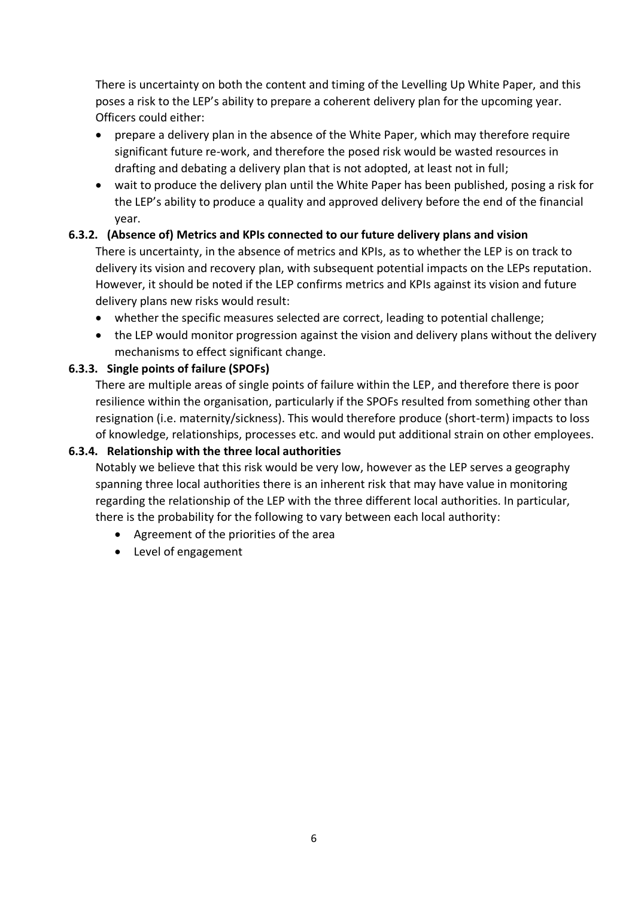There is uncertainty on both the content and timing of the Levelling Up White Paper, and this poses a risk to the LEP's ability to prepare a coherent delivery plan for the upcoming year. Officers could either:

- prepare a delivery plan in the absence of the White Paper, which may therefore require significant future re-work, and therefore the posed risk would be wasted resources in drafting and debating a delivery plan that is not adopted, at least not in full;
- wait to produce the delivery plan until the White Paper has been published, posing a risk for the LEP's ability to produce a quality and approved delivery before the end of the financial year.

#### 6.3.2. (Absence of) Metrics and KPIs connected to our future delivery plans and vision

There is uncertainty, in the absence of metrics and KPIs, as to whether the LEP is on track to delivery its vision and recovery plan, with subsequent potential impacts on the LEPs reputation. However, it should be noted if the LEP confirms metrics and KPIs against its vision and future delivery plans new risks would result:

- whether the specific measures selected are correct, leading to potential challenge;
- the LEP would monitor progression against the vision and delivery plans without the delivery mechanisms to effect significant change.

#### 6.3.3. Single points of failure (SPOFs)

There are multiple areas of single points of failure within the LEP, and therefore there is poor resilience within the organisation, particularly if the SPOFs resulted from something other than resignation (i.e. maternity/sickness). This would therefore produce (short-term) impacts to loss of knowledge, relationships, processes etc. and would put additional strain on other employees.

#### 6.3.4. Relationship with the three local authorities

Notably we believe that this risk would be very low, however as the LEP serves a geography spanning three local authorities there is an inherent risk that may have value in monitoring regarding the relationship of the LEP with the three different local authorities. In particular, there is the probability for the following to vary between each local authority:

- Agreement of the priorities of the area
- Level of engagement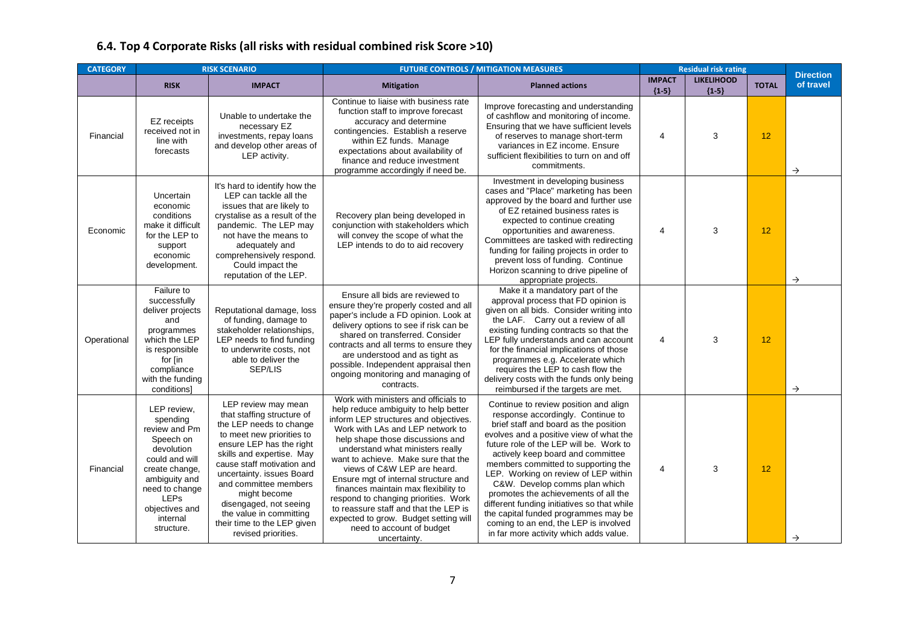## 6.4. Top 4 Corporate Risks (all risks with residual combined risk Score >10)

| CATEGORY | RISK SCENARIO | | FUTURE CONTROLS / MITIGATION MEASURES | | Residual risk rating | | | Direction of travel |
|---|---|---|---|---|---|---|---|---|
| | RISK | IMPACT | Mitigation | Planned actions | IMPACT {1-5} | LIKELIHOOD {1-5} | TOTAL | |
| Financial | EZ receipts received not in line with forecasts | Unable to undertake the necessary EZ investments, repay loans and develop other areas of LEP activity. | Continue to liaise with business rate function staff to improve forecast accuracy and determine contingencies. Establish a reserve within EZ funds. Manage expectations about availability of finance and reduce investment programme accordingly if need be. | Improve forecasting and understanding of cashflow and monitoring of income. Ensuring that we have sufficient levels of reserves to manage short-term variances in EZ income. Ensure sufficient flexibilities to turn on and off commitments. | 4 | 3 | 12 | → |
| Economic | Uncertain economic conditions make it difficult for the LEP to support economic development. | It's hard to identify how the LEP can tackle all the issues that are likely to crystalise as a result of the pandemic. The LEP may not have the means to adequately and comprehensively respond. Could impact the reputation of the LEP. | Recovery plan being developed in conjunction with stakeholders which will convey the scope of what the LEP intends to do to aid recovery | Investment in developing business cases and "Place" marketing has been approved by the board and further use of EZ retained business rates is expected to continue creating opportunities and awareness. Committees are tasked with redirecting funding for failing projects in order to prevent loss of funding. Continue Horizon scanning to drive pipeline of appropriate projects. | 4 | 3 | 12 | → |
| Operational | Failure to successfully deliver projects and programmes which the LEP is responsible for [in compliance with the funding conditions] | Reputational damage, loss of funding, damage to stakeholder relationships, LEP needs to find funding to underwrite costs, not able to deliver the SEP/LIS | Ensure all bids are reviewed to ensure they're properly costed and all paper's include a FD opinion. Look at delivery options to see if risk can be shared on transferred. Consider contracts and all terms to ensure they are understood and as tight as possible. Independent appraisal then ongoing monitoring and managing of contracts. | Make it a mandatory part of the approval process that FD opinion is given on all bids. Consider writing into the LAF. Carry out a review of all existing funding contracts so that the LEP fully understands and can account for the financial implications of those programmes e.g. Accelerate which requires the LEP to cash flow the delivery costs with the funds only being reimbursed if the targets are met. | 4 | 3 | 12 | → |
| Financial | LEP review, spending review and Pm Speech on devolution could and will create change, ambiguity and need to change LEPs objectives and internal structure. | LEP review may mean that staffing structure of the LEP needs to change to meet new priorities to ensure LEP has the right skills and expertise. May cause staff motivation and uncertainty. issues Board and committee members might become disengaged, not seeing the value in committing their time to the LEP given revised priorities. | Work with ministers and officials to help reduce ambiguity to help better inform LEP structures and objectives. Work with LAs and LEP network to help shape those discussions and understand what ministers really want to achieve. Make sure that the views of C&W LEP are heard. Ensure mgt of internal structure and finances maintain max flexibility to respond to changing priorities. Work to reassure staff and that the LEP is expected to grow. Budget setting will need to account of budget uncertainty. | Continue to review position and align response accordingly. Continue to brief staff and board as the position evolves and a positive view of what the future role of the LEP will be. Work to actively keep board and committee members committed to supporting the LEP. Working on review of LEP within C&W. Develop comms plan which promotes the achievements of all the different funding initiatives so that while the capital funded programmes may be coming to an end, the LEP is involved in far more activity which adds value. | 4 | 3 | 12 | → |